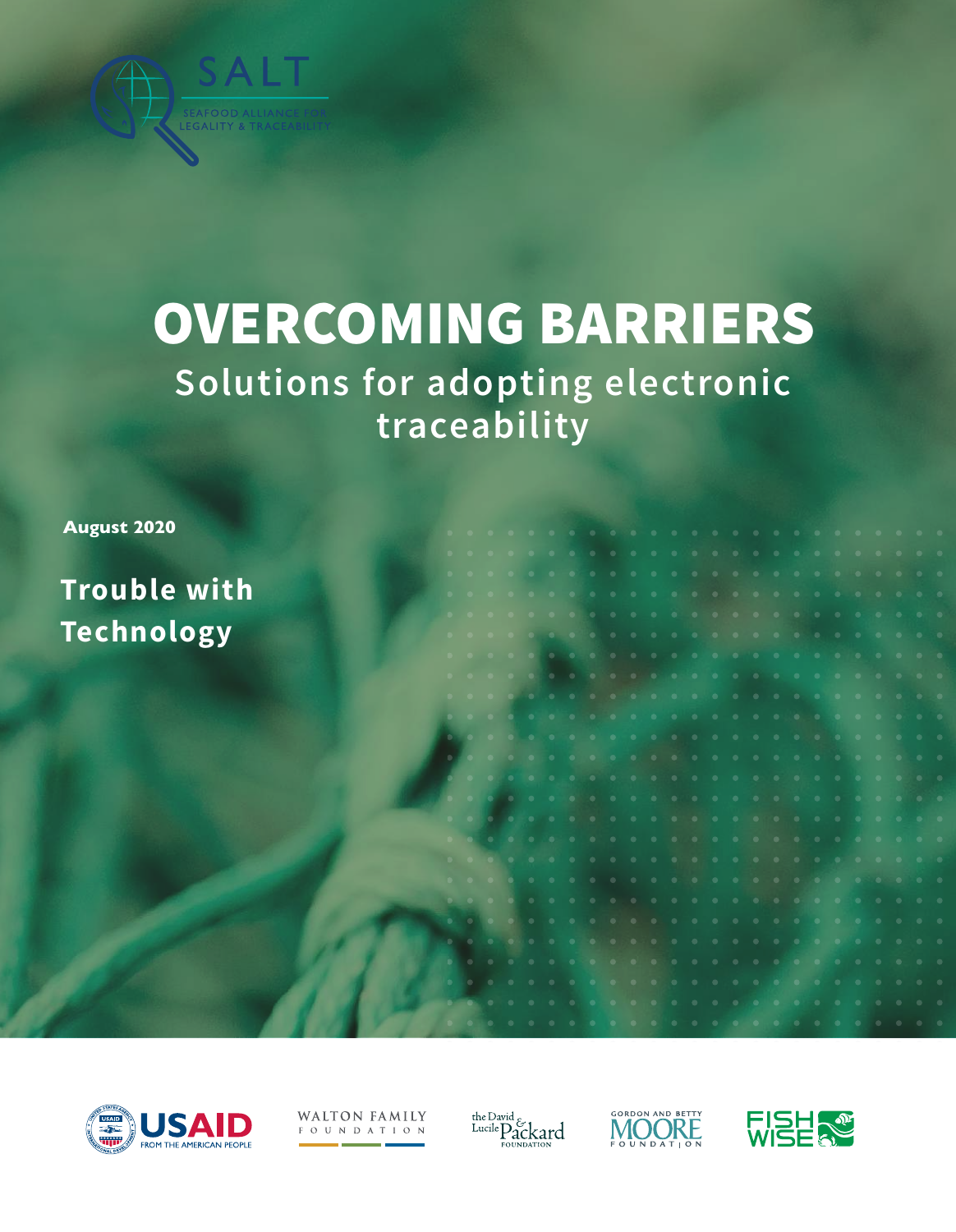SALT

SEAFOOD ALLIANCE FOR LEGALITY & TRACEABILITY

# OVERCOMING BARRIERS

## Solutions for adopting electronic traceability

**August 2020**

## Trouble with Technology

USAID FROM THE AMERICAN PEOPLE

WALTON FAMILY FOUNDATION

the David & Lucile Packard FOUNDATION

GORDON AND BETTY MOORE FOUNDATION

FISHWISE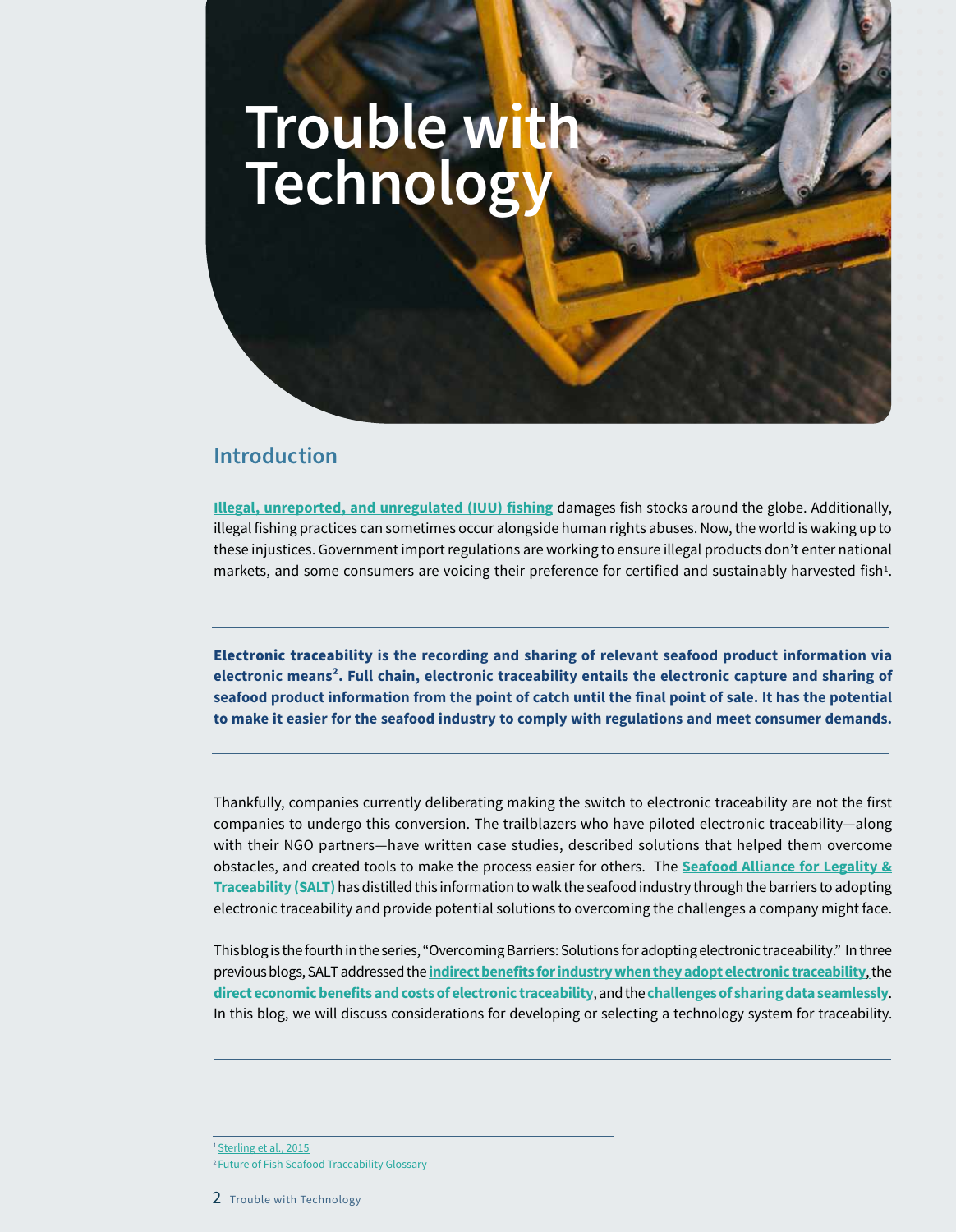# Trouble with Technology

## Introduction

**Illegal, unreported, and unregulated (IUU) fishing** damages fish stocks around the globe. Additionally, illegal fishing practices can sometimes occur alongside human rights abuses. Now, the world is waking up to these injustices. Government import regulations are working to ensure illegal products don't enter national markets, and some consumers are voicing their preference for certified and sustainably harvested fish[1].

---

**Electronic traceability is the recording and sharing of relevant seafood product information via electronic means[2]. Full chain, electronic traceability entails the electronic capture and sharing of seafood product information from the point of catch until the final point of sale. It has the potential to make it easier for the seafood industry to comply with regulations and meet consumer demands.**

---

Thankfully, companies currently deliberating making the switch to electronic traceability are not the first companies to undergo this conversion. The trailblazers who have piloted electronic traceability—along with their NGO partners—have written case studies, described solutions that helped them overcome obstacles, and created tools to make the process easier for others. The **Seafood Alliance for Legality & Traceability (SALT)** has distilled this information to walk the seafood industry through the barriers to adopting electronic traceability and provide potential solutions to overcoming the challenges a company might face.

This blog is the fourth in the series, "Overcoming Barriers: Solutions for adopting electronic traceability." In three previous blogs, SALT addressed the **indirect benefits for industry when they adopt electronic traceability**, the **direct economic benefits and costs of electronic traceability**, and the **challenges of sharing data seamlessly**. In this blog, we will discuss considerations for developing or selecting a technology system for traceability.

---

[1] Sterling et al., 2015

[2] Future of Fish Seafood Traceability Glossary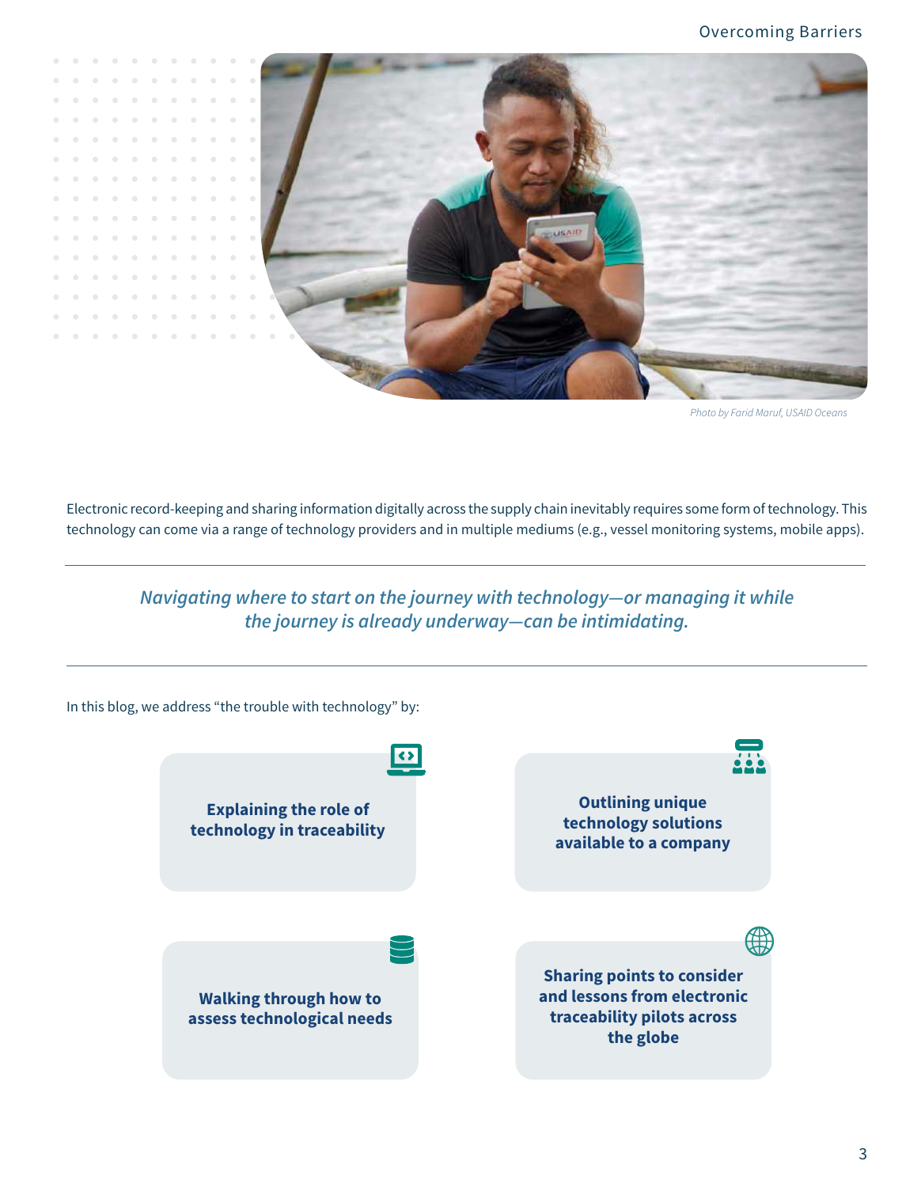Photo by Farid Maruf, USAID Oceans

Electronic record-keeping and sharing information digitally across the supply chain inevitably requires some form of technology. This technology can come via a range of technology providers and in multiple mediums (e.g., vessel monitoring systems, mobile apps).

---

*Navigating where to start on the journey with technology—or managing it while the journey is already underway—can be intimidating.*

---

In this blog, we address "the trouble with technology" by:

- **Explaining the role of technology in traceability**
- **Outlining unique technology solutions available to a company**
- **Walking through how to assess technological needs**
- **Sharing points to consider and lessons from electronic traceability pilots across the globe**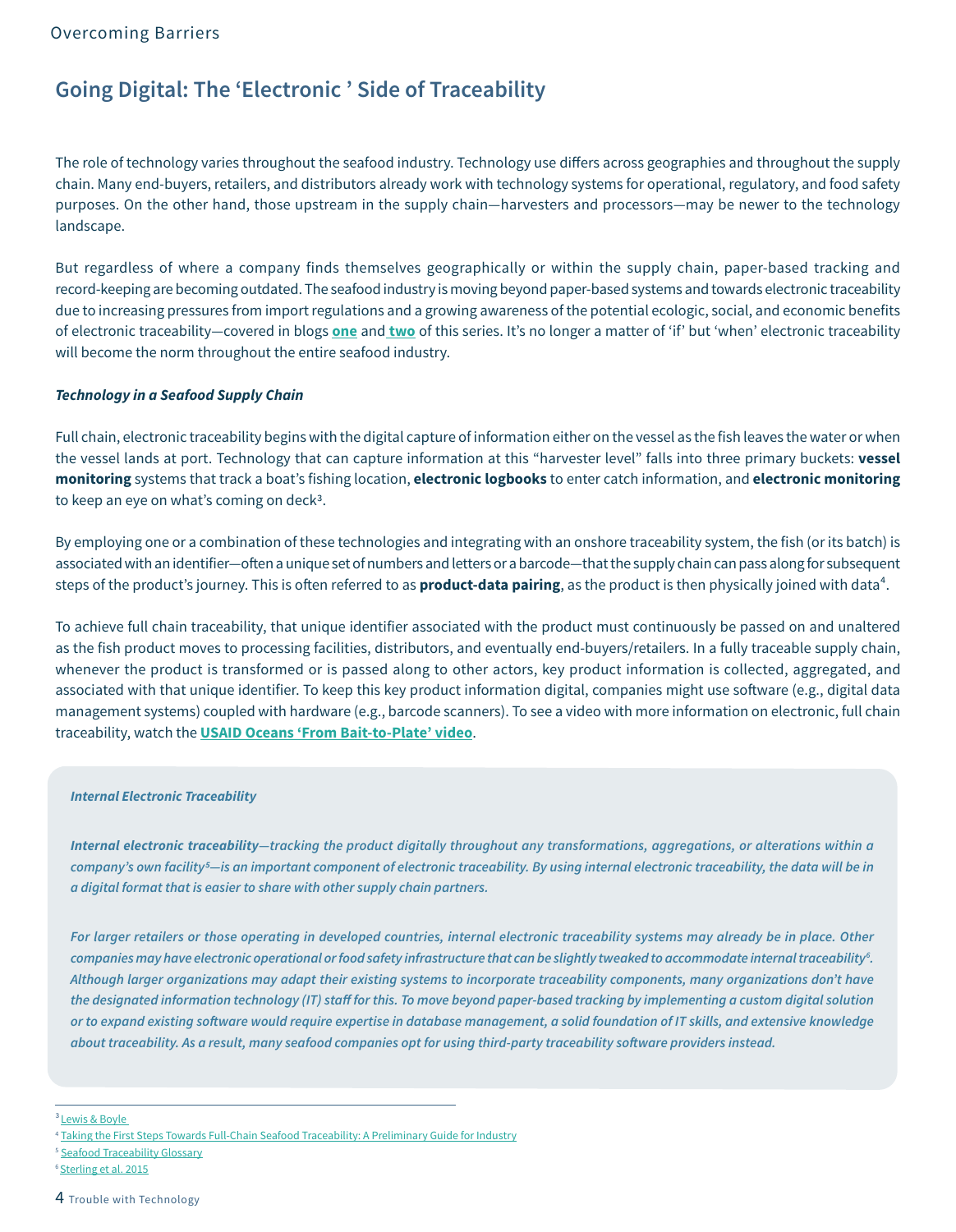# Going Digital: The 'Electronic ' Side of Traceability

The role of technology varies throughout the seafood industry. Technology use differs across geographies and throughout the supply chain. Many end-buyers, retailers, and distributors already work with technology systems for operational, regulatory, and food safety purposes. On the other hand, those upstream in the supply chain—harvesters and processors—may be newer to the technology landscape.

But regardless of where a company finds themselves geographically or within the supply chain, paper-based tracking and record-keeping are becoming outdated. The seafood industry is moving beyond paper-based systems and towards electronic traceability due to increasing pressures from import regulations and a growing awareness of the potential ecologic, social, and economic benefits of electronic traceability—covered in blogs **one** and **two** of this series. It's no longer a matter of 'if' but 'when' electronic traceability will become the norm throughout the entire seafood industry.

***Technology in a Seafood Supply Chain***

Full chain, electronic traceability begins with the digital capture of information either on the vessel as the fish leaves the water or when the vessel lands at port. Technology that can capture information at this "harvester level" falls into three primary buckets: **vessel monitoring** systems that track a boat's fishing location, **electronic logbooks** to enter catch information, and **electronic monitoring** to keep an eye on what's coming on deck[3].

By employing one or a combination of these technologies and integrating with an onshore traceability system, the fish (or its batch) is associated with an identifier—often a unique set of numbers and letters or a barcode—that the supply chain can pass along for subsequent steps of the product's journey. This is often referred to as **product-data pairing**, as the product is then physically joined with data[4].

To achieve full chain traceability, that unique identifier associated with the product must continuously be passed on and unaltered as the fish product moves to processing facilities, distributors, and eventually end-buyers/retailers. In a fully traceable supply chain, whenever the product is transformed or is passed along to other actors, key product information is collected, aggregated, and associated with that unique identifier. To keep this key product information digital, companies might use software (e.g., digital data management systems) coupled with hardware (e.g., barcode scanners). To see a video with more information on electronic, full chain traceability, watch the **USAID Oceans 'From Bait-to-Plate' video**.

***Internal Electronic Traceability***

***Internal electronic traceability**—tracking the product digitally throughout any transformations, aggregations, or alterations within a company's own facility[5]—is an important component of electronic traceability. By using internal electronic traceability, the data will be in a digital format that is easier to share with other supply chain partners.*

*For larger retailers or those operating in developed countries, internal electronic traceability systems may already be in place. Other companies may have electronic operational or food safety infrastructure that can be slightly tweaked to accommodate internal traceability[6]. Although larger organizations may adapt their existing systems to incorporate traceability components, many organizations don't have the designated information technology (IT) staff for this. To move beyond paper-based tracking by implementing a custom digital solution or to expand existing software would require expertise in database management, a solid foundation of IT skills, and extensive knowledge about traceability. As a result, many seafood companies opt for using third-party traceability software providers instead.*

---

[3] Lewis & Boyle

[4] Taking the First Steps Towards Full-Chain Seafood Traceability: A Preliminary Guide for Industry

[5] Seafood Traceability Glossary

[6] Sterling et al. 2015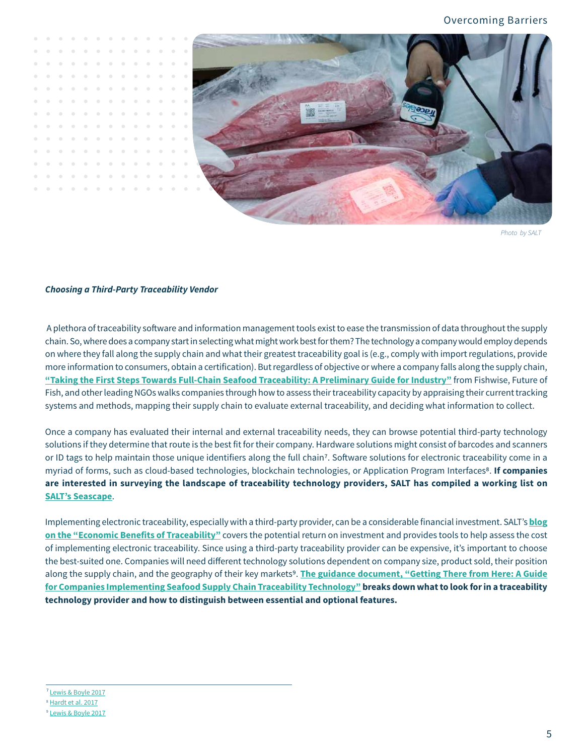Photo by SALT

***Choosing a Third-Party Traceability Vendor***

A plethora of traceability software and information management tools exist to ease the transmission of data throughout the supply chain. So, where does a company start in selecting what might work best for them? The technology a company would employ depends on where they fall along the supply chain and what their greatest traceability goal is (e.g., comply with import regulations, provide more information to consumers, obtain a certification). But regardless of objective or where a company falls along the supply chain, **"Taking the First Steps Towards Full-Chain Seafood Traceability: A Preliminary Guide for Industry"** from Fishwise, Future of Fish, and other leading NGOs walks companies through how to assess their traceability capacity by appraising their current tracking systems and methods, mapping their supply chain to evaluate external traceability, and deciding what information to collect.

Once a company has evaluated their internal and external traceability needs, they can browse potential third-party technology solutions if they determine that route is the best fit for their company. Hardware solutions might consist of barcodes and scanners or ID tags to help maintain those unique identifiers along the full chain[7]. Software solutions for electronic traceability come in a myriad of forms, such as cloud-based technologies, blockchain technologies, or Application Program Interfaces[8]. **If companies are interested in surveying the landscape of traceability technology providers, SALT has compiled a working list on SALT's Seascape**.

Implementing electronic traceability, especially with a third-party provider, can be a considerable financial investment. SALT's **blog on the "Economic Benefits of Traceability"** covers the potential return on investment and provides tools to help assess the cost of implementing electronic traceability. Since using a third-party traceability provider can be expensive, it's important to choose the best-suited one. Companies will need different technology solutions dependent on company size, product sold, their position along the supply chain, and the geography of their key markets[9]. **The guidance document, "Getting There from Here: A Guide for Companies Implementing Seafood Supply Chain Traceability Technology" breaks down what to look for in a traceability technology provider and how to distinguish between essential and optional features.**

---

[7] Lewis & Boyle 2017

[8] Hardt et al. 2017

[9] Lewis & Boyle 2017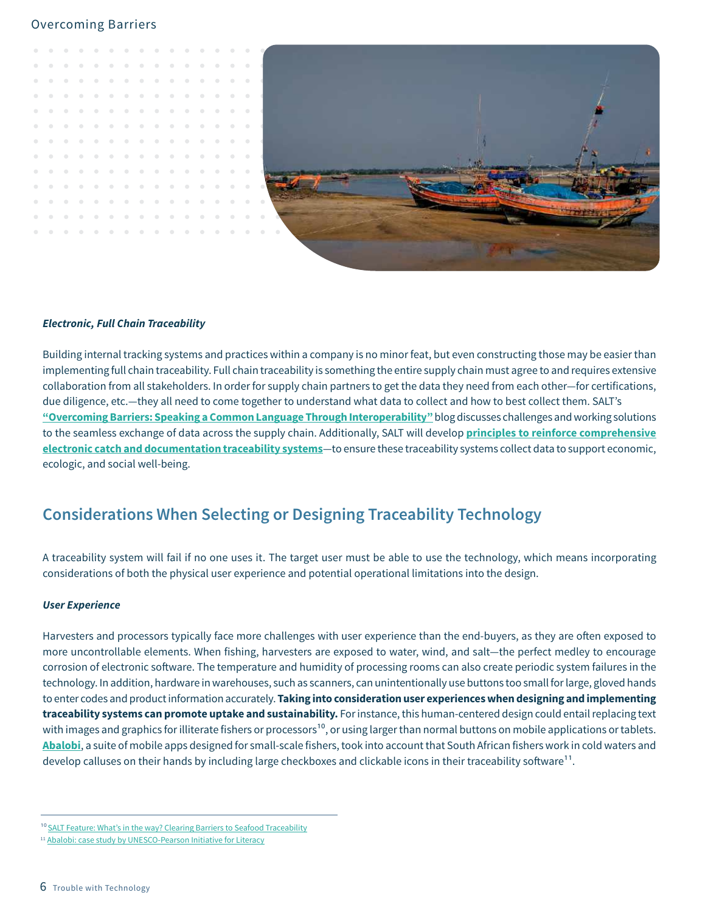*Electronic, Full Chain Traceability*

Building internal tracking systems and practices within a company is no minor feat, but even constructing those may be easier than implementing full chain traceability. Full chain traceability is something the entire supply chain must agree to and requires extensive collaboration from all stakeholders. In order for supply chain partners to get the data they need from each other—for certifications, due diligence, etc.—they all need to come together to understand what data to collect and how to best collect them. SALT's **"Overcoming Barriers: Speaking a Common Language Through Interoperability"** blog discusses challenges and working solutions to the seamless exchange of data across the supply chain. Additionally, SALT will develop **principles to reinforce comprehensive electronic catch and documentation traceability systems**—to ensure these traceability systems collect data to support economic, ecologic, and social well-being.

## Considerations When Selecting or Designing Traceability Technology

A traceability system will fail if no one uses it. The target user must be able to use the technology, which means incorporating considerations of both the physical user experience and potential operational limitations into the design.

*User Experience*

Harvesters and processors typically face more challenges with user experience than the end-buyers, as they are often exposed to more uncontrollable elements. When fishing, harvesters are exposed to water, wind, and salt—the perfect medley to encourage corrosion of electronic software. The temperature and humidity of processing rooms can also create periodic system failures in the technology. In addition, hardware in warehouses, such as scanners, can unintentionally use buttons too small for large, gloved hands to enter codes and product information accurately. **Taking into consideration user experiences when designing and implementing traceability systems can promote uptake and sustainability.** For instance, this human-centered design could entail replacing text with images and graphics for illiterate fishers or processors[10], or using larger than normal buttons on mobile applications or tablets. **Abalobi**, a suite of mobile apps designed for small-scale fishers, took into account that South African fishers work in cold waters and develop calluses on their hands by including large checkboxes and clickable icons in their traceability software[11].

---

[10] SALT Feature: What's in the way? Clearing Barriers to Seafood Traceability

[11] Abalobi: case study by UNESCO-Pearson Initiative for Literacy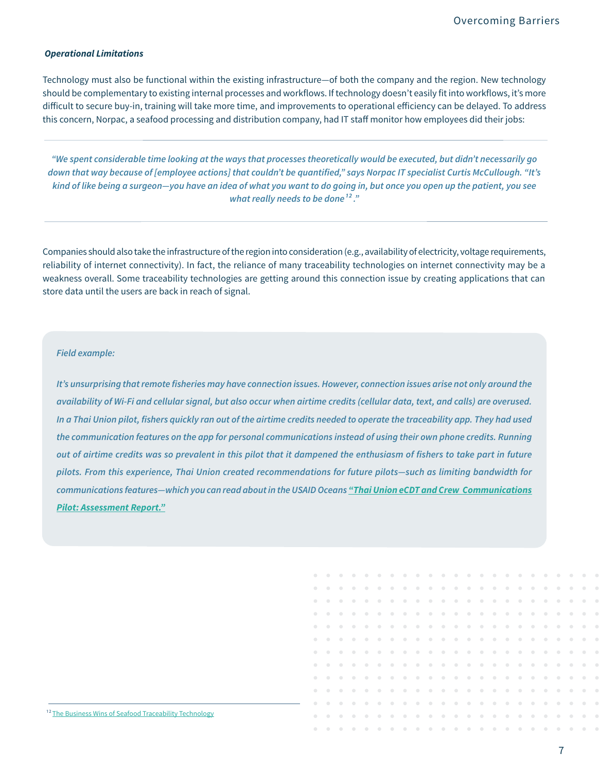### *Operational Limitations*

Technology must also be functional within the existing infrastructure—of both the company and the region. New technology should be complementary to existing internal processes and workflows. If technology doesn't easily fit into workflows, it's more difficult to secure buy-in, training will take more time, and improvements to operational efficiency can be delayed. To address this concern, Norpac, a seafood processing and distribution company, had IT staff monitor how employees did their jobs:

> ***"We spent considerable time looking at the ways that processes theoretically would be executed, but didn't necessarily go down that way because of [employee actions] that couldn't be quantified," says Norpac IT specialist Curtis McCullough. "It's kind of like being a surgeon—you have an idea of what you want to do going in, but once you open up the patient, you see what really needs to be done[12]."***

Companies should also take the infrastructure of the region into consideration (e.g., availability of electricity, voltage requirements, reliability of internet connectivity). In fact, the reliance of many traceability technologies on internet connectivity may be a weakness overall. Some traceability technologies are getting around this connection issue by creating applications that can store data until the users are back in reach of signal.

***Field example:***

***It's unsurprising that remote fisheries may have connection issues. However, connection issues arise not only around the availability of Wi-Fi and cellular signal, but also occur when airtime credits (cellular data, text, and calls) are overused. In a Thai Union pilot, fishers quickly ran out of the airtime credits needed to operate the traceability app. They had used the communication features on the app for personal communications instead of using their own phone credits. Running out of airtime credits was so prevalent in this pilot that it dampened the enthusiasm of fishers to take part in future pilots. From this experience, Thai Union created recommendations for future pilots—such as limiting bandwidth for communications features—which you can read about in the USAID Oceans "Thai Union eCDT and Crew Communications Pilot: Assessment Report."***

[12] The Business Wins of Seafood Traceability Technology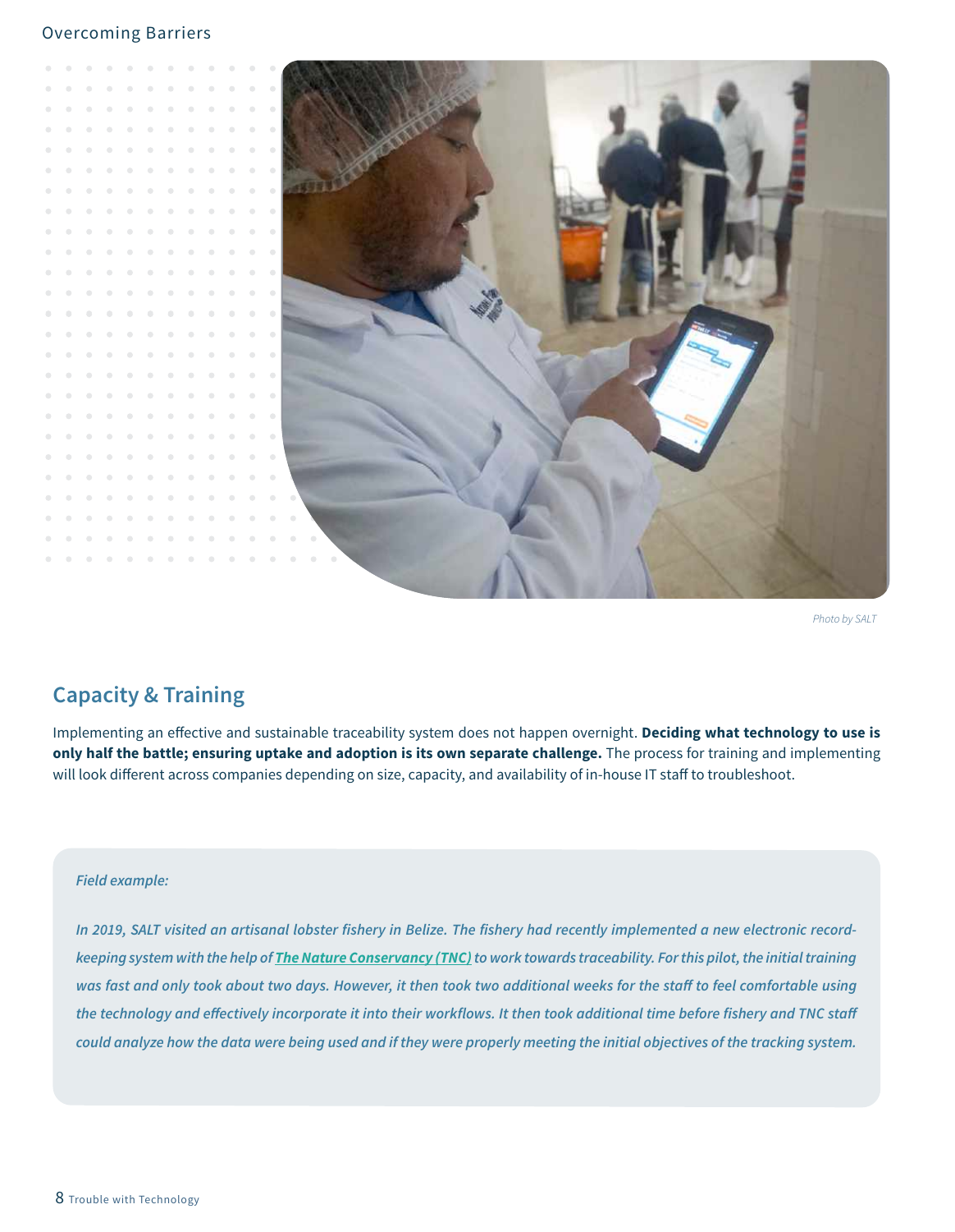Photo by SALT

## Capacity & Training

Implementing an effective and sustainable traceability system does not happen overnight. **Deciding what technology to use is only half the battle; ensuring uptake and adoption is its own separate challenge.** The process for training and implementing will look different across companies depending on size, capacity, and availability of in-house IT staff to troubleshoot.

***Field example:***

***In 2019, SALT visited an artisanal lobster fishery in Belize. The fishery had recently implemented a new electronic record-keeping system with the help of [The Nature Conservancy (TNC)](#) to work towards traceability. For this pilot, the initial training was fast and only took about two days. However, it then took two additional weeks for the staff to feel comfortable using the technology and effectively incorporate it into their workflows. It then took additional time before fishery and TNC staff could analyze how the data were being used and if they were properly meeting the initial objectives of the tracking system.***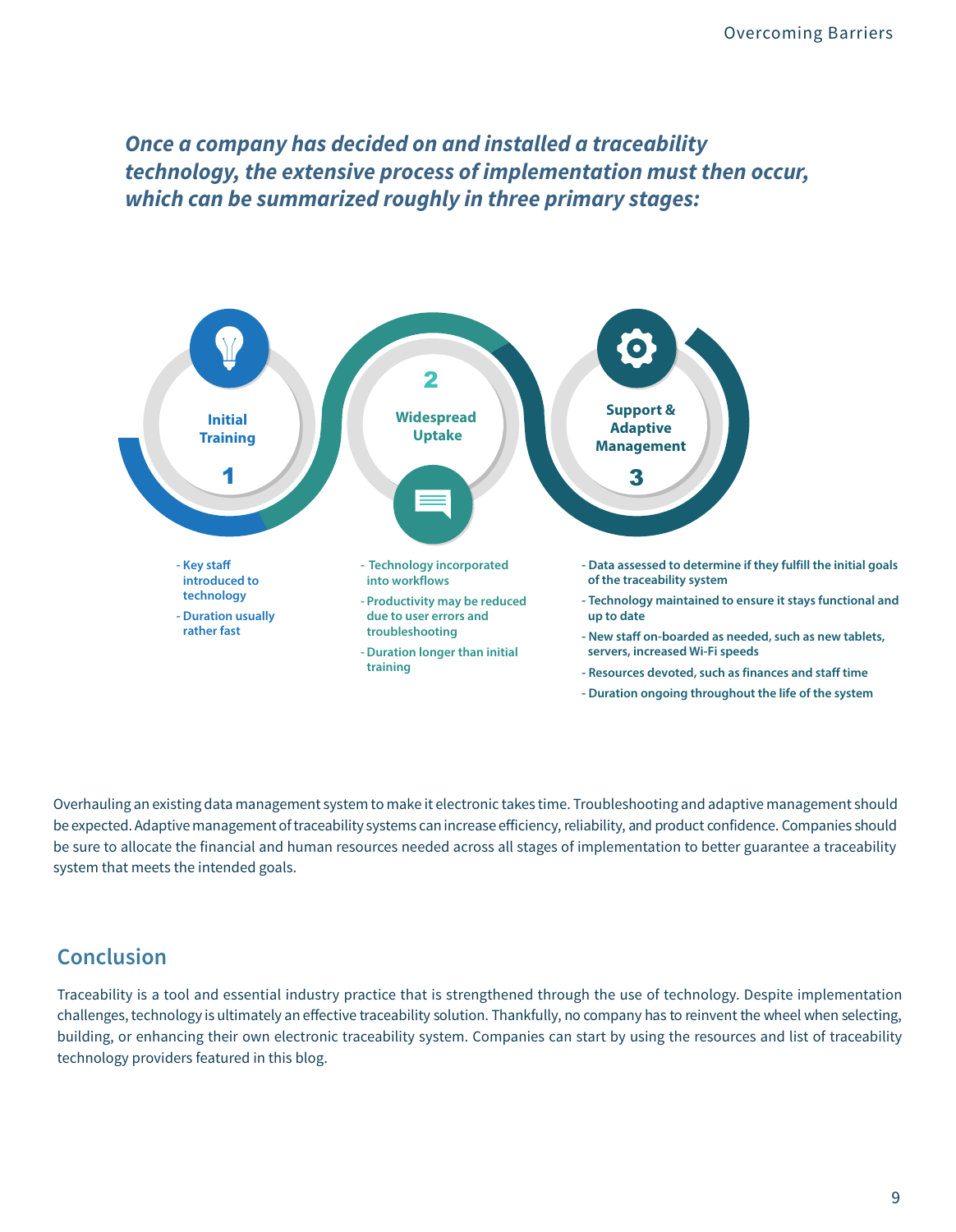*Once a company has decided on and installed a traceability technology, the extensive process of implementation must then occur, which can be summarized roughly in three primary stages:*

**1 Initial Training**

- Key staff introduced to technology
- Duration usually rather fast

**2 Widespread Uptake**

- Technology incorporated into workflows
- Productivity may be reduced due to user errors and troubleshooting
- Duration longer than initial training

**3 Support & Adaptive Management**

- Data assessed to determine if they fulfill the initial goals of the traceability system
- Technology maintained to ensure it stays functional and up to date
- New staff on-boarded as needed, such as new tablets, servers, increased Wi-Fi speeds
- Resources devoted, such as finances and staff time
- Duration ongoing throughout the life of the system

Overhauling an existing data management system to make it electronic takes time. Troubleshooting and adaptive management should be expected. Adaptive management of traceability systems can increase efficiency, reliability, and product confidence. Companies should be sure to allocate the financial and human resources needed across all stages of implementation to better guarantee a traceability system that meets the intended goals.

## Conclusion

Traceability is a tool and essential industry practice that is strengthened through the use of technology. Despite implementation challenges, technology is ultimately an effective traceability solution. Thankfully, no company has to reinvent the wheel when selecting, building, or enhancing their own electronic traceability system. Companies can start by using the resources and list of traceability technology providers featured in this blog.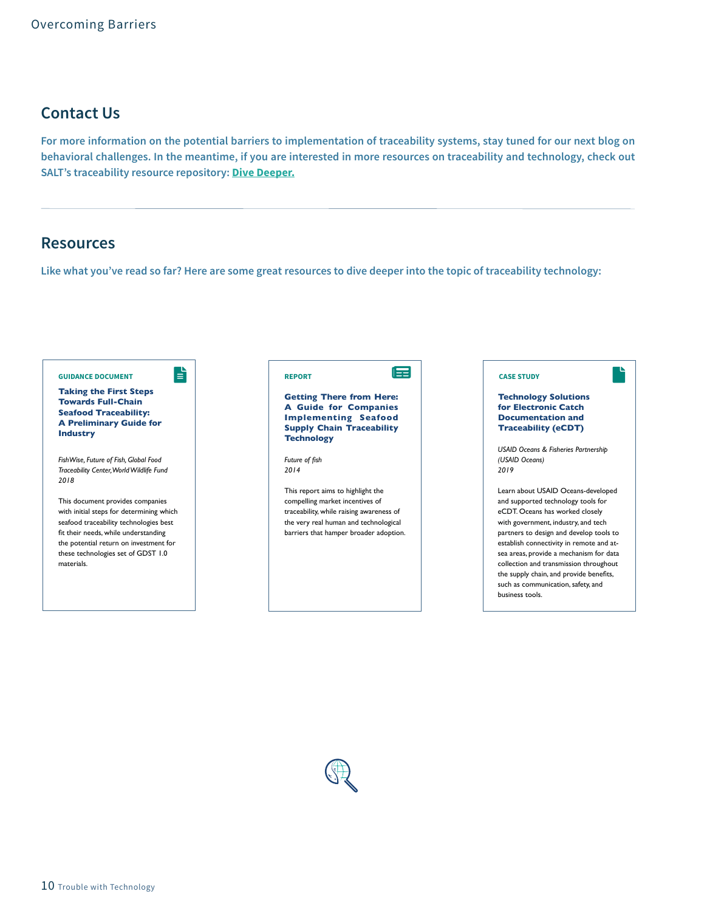## Contact Us

**For more information on the potential barriers to implementation of traceability systems, stay tuned for our next blog on behavioral challenges. In the meantime, if you are interested in more resources on traceability and technology, check out SALT's traceability resource repository: Dive Deeper.**

---

## Resources

**Like what you've read so far? Here are some great resources to dive deeper into the topic of traceability technology:**

**GUIDANCE DOCUMENT**

**Taking the First Steps Towards Full-Chain Seafood Traceability: A Preliminary Guide for Industry**

*FishWise, Future of Fish, Global Food Traceability Center, World Wildlife Fund*
*2018*

This document provides companies with initial steps for determining which seafood traceability technologies best fit their needs, while understanding the potential return on investment for these technologies set of GDST 1.0 materials.

**REPORT**

**Getting There from Here: A Guide for Companies Implementing Seafood Supply Chain Traceability Technology**

*Future of fish*
*2014*

This report aims to highlight the compelling market incentives of traceability, while raising awareness of the very real human and technological barriers that hamper broader adoption.

**CASE STUDY**

**Technology Solutions for Electronic Catch Documentation and Traceability (eCDT)**

*USAID Oceans & Fisheries Partnership (USAID Oceans)*
*2019*

Learn about USAID Oceans-developed and supported technology tools for eCDT. Oceans has worked closely with government, industry, and tech partners to design and develop tools to establish connectivity in remote and at-sea areas, provide a mechanism for data collection and transmission throughout the supply chain, and provide benefits, such as communication, safety, and business tools.